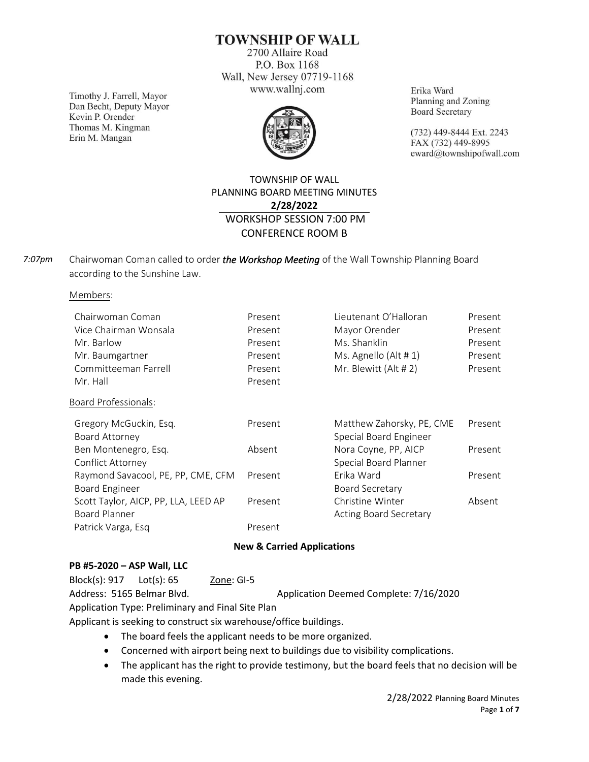# TOWNSHIP OF WALL

2700 Allaire Road
P.O. Box 1168
Wall, New Jersey 07719-1168
www.wallnj.com

Timothy J. Farrell, Mayor
Dan Becht, Deputy Mayor
Kevin P. Orender
Thomas M. Kingman
Erin M. Mangan

Erika Ward
Planning and Zoning
Board Secretary

(732) 449-8444 Ext. 2243
FAX (732) 449-8995
eward@townshipofwall.com

## TOWNSHIP OF WALL
## PLANNING BOARD MEETING MINUTES
## 2/28/2022
## WORKSHOP SESSION 7:00 PM
## CONFERENCE ROOM B

*7:07pm* Chairwoman Coman called to order ***the Workshop Meeting*** of the Wall Township Planning Board according to the Sunshine Law.

Members:

| | | | |
|---|---|---|---|
| Chairwoman Coman | Present | Lieutenant O'Halloran | Present |
| Vice Chairman Wonsala | Present | Mayor Orender | Present |
| Mr. Barlow | Present | Ms. Shanklin | Present |
| Mr. Baumgartner | Present | Ms. Agnello (Alt # 1) | Present |
| Committeeman Farrell | Present | Mr. Blewitt (Alt # 2) | Present |
| Mr. Hall | Present | | |

Board Professionals:

| | | | |
|---|---|---|---|
| Gregory McGuckin, Esq.<br>Board Attorney | Present | Matthew Zahorsky, PE, CME<br>Special Board Engineer | Present |
| Ben Montenegro, Esq.<br>Conflict Attorney | Absent | Nora Coyne, PP, AICP<br>Special Board Planner | Present |
| Raymond Savacool, PE, PP, CME, CFM<br>Board Engineer | Present | Erika Ward<br>Board Secretary | Present |
| Scott Taylor, AICP, PP, LLA, LEED AP<br>Board Planner | Present | Christine Winter<br>Acting Board Secretary | Absent |
| Patrick Varga, Esq | Present | | |

**New & Carried Applications**

**PB #5-2020 – ASP Wall, LLC**

Block(s): 917 Lot(s): 65 Zone: GI-5

Address: 5165 Belmar Blvd. Application Deemed Complete: 7/16/2020

Application Type: Preliminary and Final Site Plan

Applicant is seeking to construct six warehouse/office buildings.

- The board feels the applicant needs to be more organized.
- Concerned with airport being next to buildings due to visibility complications.
- The applicant has the right to provide testimony, but the board feels that no decision will be made this evening.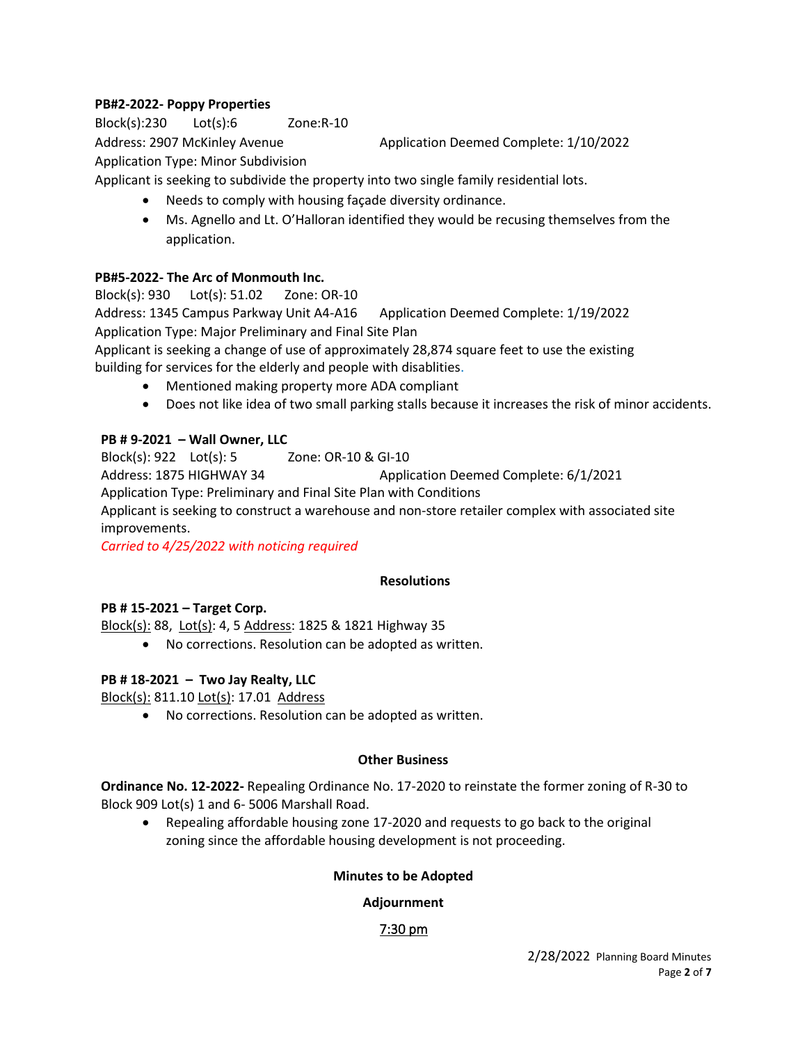**PB#2-2022- Poppy Properties**

Block(s):230    Lot(s):6    Zone:R-10

Address: 2907 McKinley Avenue    Application Deemed Complete: 1/10/2022

Application Type: Minor Subdivision

Applicant is seeking to subdivide the property into two single family residential lots.

- Needs to comply with housing façade diversity ordinance.
- Ms. Agnello and Lt. O'Halloran identified they would be recusing themselves from the application.

**PB#5-2022- The Arc of Monmouth Inc.**

Block(s): 930    Lot(s): 51.02    Zone: OR-10

Address: 1345 Campus Parkway Unit A4-A16    Application Deemed Complete: 1/19/2022

Application Type: Major Preliminary and Final Site Plan

Applicant is seeking a change of use of approximately 28,874 square feet to use the existing building for services for the elderly and people with disablities.

- Mentioned making property more ADA compliant
- Does not like idea of two small parking stalls because it increases the risk of minor accidents.

**PB # 9-2021 – Wall Owner, LLC**

Block(s): 922    Lot(s): 5    Zone: OR-10 & GI-10

Address: 1875 HIGHWAY 34    Application Deemed Complete: 6/1/2021

Application Type: Preliminary and Final Site Plan with Conditions

Applicant is seeking to construct a warehouse and non-store retailer complex with associated site improvements.

*Carried to 4/25/2022 with noticing required*

**Resolutions**

**PB # 15-2021 – Target Corp.**

Block(s): 88, Lot(s): 4, 5 Address: 1825 & 1821 Highway 35

- No corrections. Resolution can be adopted as written.

**PB # 18-2021 – Two Jay Realty, LLC**

Block(s): 811.10 Lot(s): 17.01 Address

- No corrections. Resolution can be adopted as written.

**Other Business**

**Ordinance No. 12-2022-** Repealing Ordinance No. 17-2020 to reinstate the former zoning of R-30 to Block 909 Lot(s) 1 and 6- 5006 Marshall Road.

- Repealing affordable housing zone 17-2020 and requests to go back to the original zoning since the affordable housing development is not proceeding.

**Minutes to be Adopted**

**Adjournment**

7:30 pm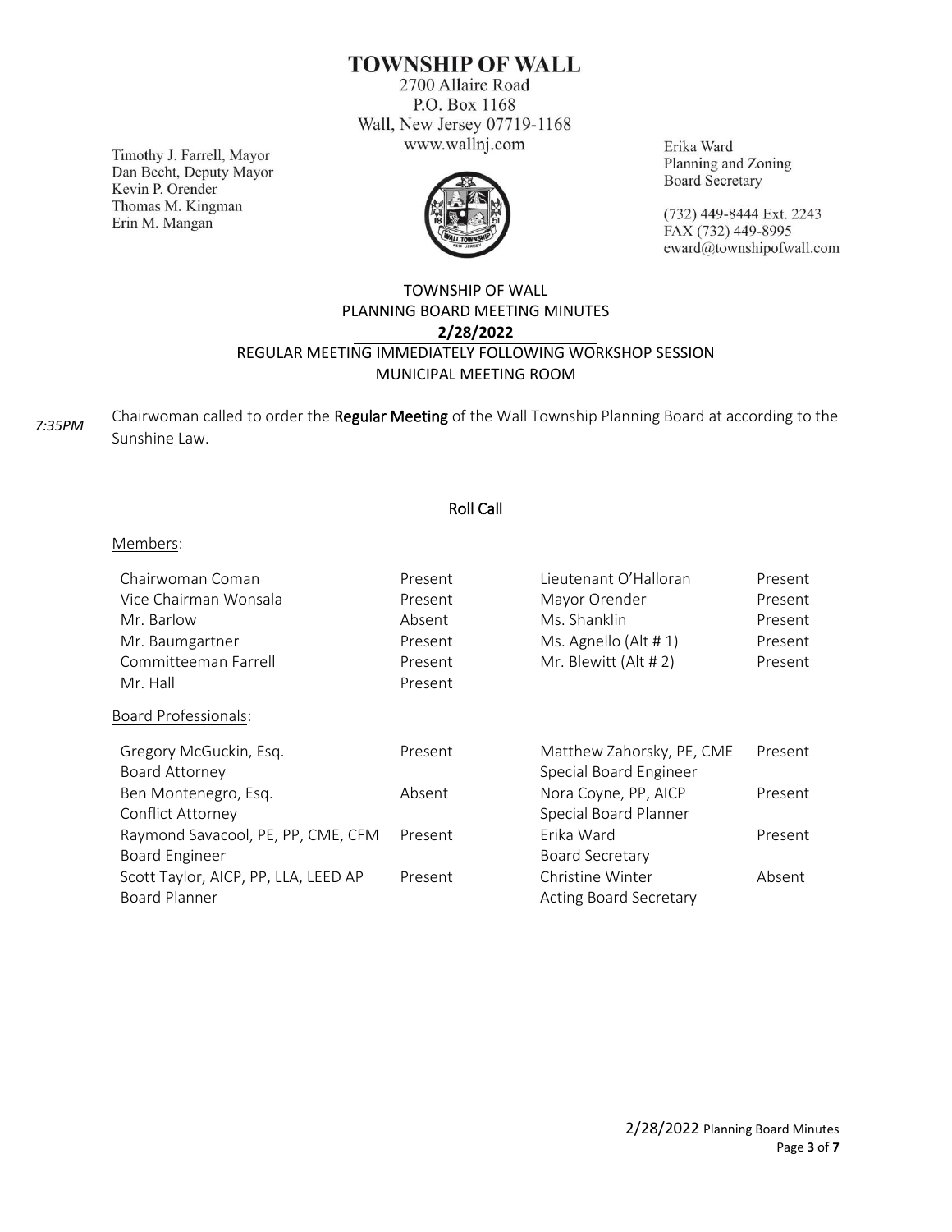# TOWNSHIP OF WALL

2700 Allaire Road
P.O. Box 1168
Wall, New Jersey 07719-1168
www.wallnj.com

Timothy J. Farrell, Mayor
Dan Becht, Deputy Mayor
Kevin P. Orender
Thomas M. Kingman
Erin M. Mangan

Erika Ward
Planning and Zoning
Board Secretary

(732) 449-8444 Ext. 2243
FAX (732) 449-8995
eward@townshipofwall.com

## TOWNSHIP OF WALL
## PLANNING BOARD MEETING MINUTES
## 2/28/2022
## REGULAR MEETING IMMEDIATELY FOLLOWING WORKSHOP SESSION
## MUNICIPAL MEETING ROOM

*7:35PM* Chairwoman called to order the **Regular Meeting** of the Wall Township Planning Board at according to the Sunshine Law.

### Roll Call

Members:

| | | | |
|---|---|---|---|
| Chairwoman Coman | Present | Lieutenant O'Halloran | Present |
| Vice Chairman Wonsala | Present | Mayor Orender | Present |
| Mr. Barlow | Absent | Ms. Shanklin | Present |
| Mr. Baumgartner | Present | Ms. Agnello (Alt # 1) | Present |
| Committeeman Farrell | Present | Mr. Blewitt (Alt # 2) | Present |
| Mr. Hall | Present | | |

Board Professionals:

| | | | |
|---|---|---|---|
| Gregory McGuckin, Esq. Board Attorney | Present | Matthew Zahorsky, PE, CME Special Board Engineer | Present |
| Ben Montenegro, Esq. Conflict Attorney | Absent | Nora Coyne, PP, AICP Special Board Planner | Present |
| Raymond Savacool, PE, PP, CME, CFM Board Engineer | Present | Erika Ward Board Secretary | Present |
| Scott Taylor, AICP, PP, LLA, LEED AP Board Planner | Present | Christine Winter Acting Board Secretary | Absent |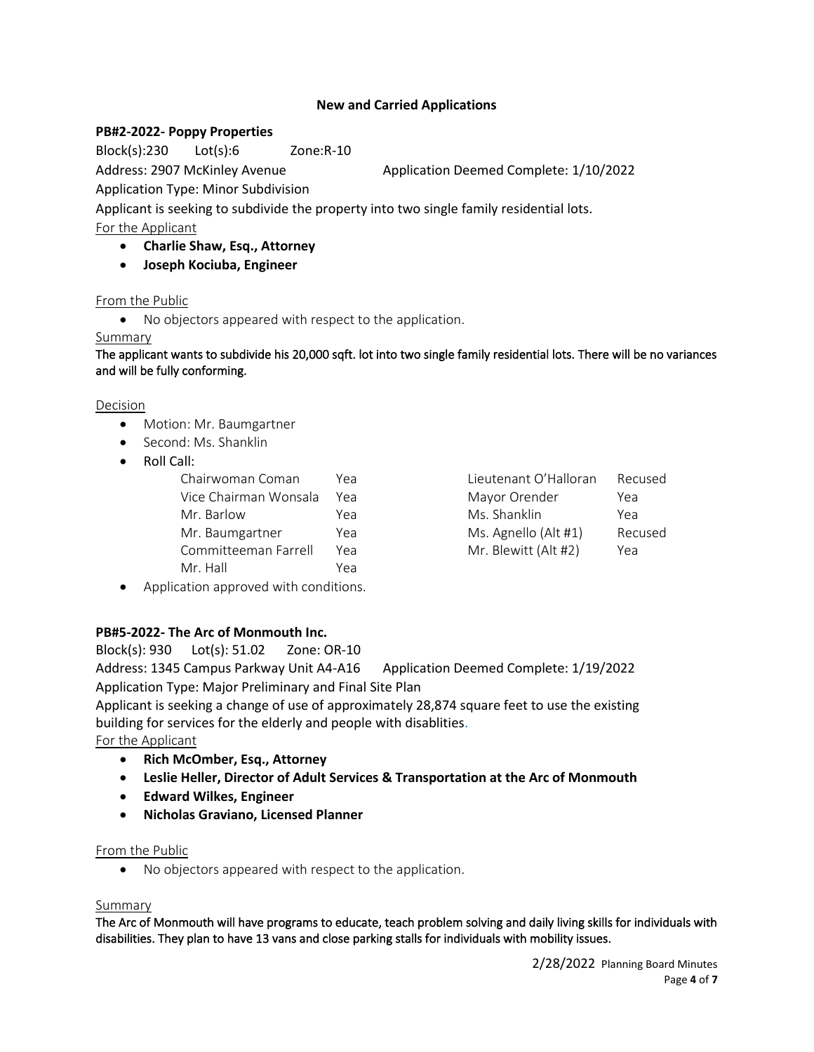## New and Carried Applications

**PB#2-2022- Poppy Properties**

Block(s):230 Lot(s):6 Zone:R-10

Address: 2907 McKinley Avenue Application Deemed Complete: 1/10/2022

Application Type: Minor Subdivision

Applicant is seeking to subdivide the property into two single family residential lots.

For the Applicant

- **Charlie Shaw, Esq., Attorney**
- **Joseph Kociuba, Engineer**

From the Public

- No objectors appeared with respect to the application.

Summary

The applicant wants to subdivide his 20,000 sqft. lot into two single family residential lots. There will be no variances and will be fully conforming.

Decision

- Motion: Mr. Baumgartner
- Second: Ms. Shanklin
- Roll Call:

| | | | |
|---|---|---|---|
| Chairwoman Coman | Yea | Lieutenant O'Halloran | Recused |
| Vice Chairman Wonsala | Yea | Mayor Orender | Yea |
| Mr. Barlow | Yea | Ms. Shanklin | Yea |
| Mr. Baumgartner | Yea | Ms. Agnello (Alt #1) | Recused |
| Committeeman Farrell | Yea | Mr. Blewitt (Alt #2) | Yea |
| Mr. Hall | Yea | | |

- Application approved with conditions.

**PB#5-2022- The Arc of Monmouth Inc.**

Block(s): 930 Lot(s): 51.02 Zone: OR-10

Address: 1345 Campus Parkway Unit A4-A16 Application Deemed Complete: 1/19/2022

Application Type: Major Preliminary and Final Site Plan

Applicant is seeking a change of use of approximately 28,874 square feet to use the existing building for services for the elderly and people with disablities.

For the Applicant

- **Rich McOmber, Esq., Attorney**
- **Leslie Heller, Director of Adult Services & Transportation at the Arc of Monmouth**
- **Edward Wilkes, Engineer**
- **Nicholas Graviano, Licensed Planner**

From the Public

- No objectors appeared with respect to the application.

Summary

The Arc of Monmouth will have programs to educate, teach problem solving and daily living skills for individuals with disabilities. They plan to have 13 vans and close parking stalls for individuals with mobility issues.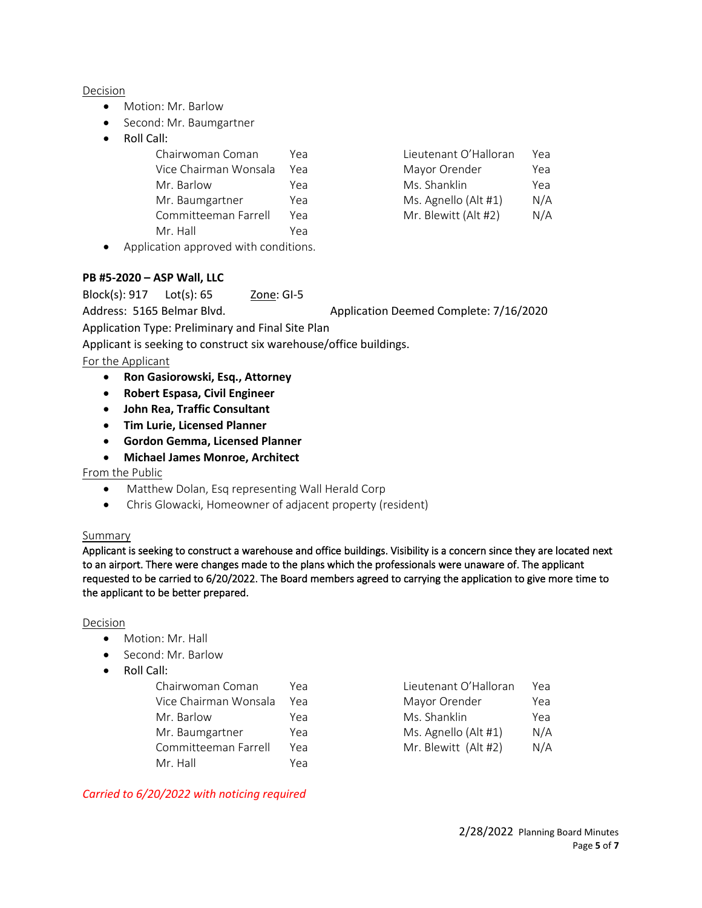Decision

- Motion: Mr. Barlow
- Second: Mr. Baumgartner
- Roll Call:

| | | | |
|---|---|---|---|
| Chairwoman Coman | Yea | Lieutenant O'Halloran | Yea |
| Vice Chairman Wonsala | Yea | Mayor Orender | Yea |
| Mr. Barlow | Yea | Ms. Shanklin | Yea |
| Mr. Baumgartner | Yea | Ms. Agnello (Alt #1) | N/A |
| Committeeman Farrell | Yea | Mr. Blewitt (Alt #2) | N/A |
| Mr. Hall | Yea | | |

- Application approved with conditions.

**PB #5-2020 – ASP Wall, LLC**

Block(s): 917 Lot(s): 65 Zone: GI-5

Address: 5165 Belmar Blvd. Application Deemed Complete: 7/16/2020

Application Type: Preliminary and Final Site Plan

Applicant is seeking to construct six warehouse/office buildings.

For the Applicant

- **Ron Gasiorowski, Esq., Attorney**
- **Robert Espasa, Civil Engineer**
- **John Rea, Traffic Consultant**
- **Tim Lurie, Licensed Planner**
- **Gordon Gemma, Licensed Planner**
- **Michael James Monroe, Architect**

From the Public

- Matthew Dolan, Esq representing Wall Herald Corp
- Chris Glowacki, Homeowner of adjacent property (resident)

Summary

Applicant is seeking to construct a warehouse and office buildings. Visibility is a concern since they are located next to an airport. There were changes made to the plans which the professionals were unaware of. The applicant requested to be carried to 6/20/2022. The Board members agreed to carrying the application to give more time to the applicant to be better prepared.

Decision

- Motion: Mr. Hall
- Second: Mr. Barlow
- Roll Call:

| | | | |
|---|---|---|---|
| Chairwoman Coman | Yea | Lieutenant O'Halloran | Yea |
| Vice Chairman Wonsala | Yea | Mayor Orender | Yea |
| Mr. Barlow | Yea | Ms. Shanklin | Yea |
| Mr. Baumgartner | Yea | Ms. Agnello (Alt #1) | N/A |
| Committeeman Farrell | Yea | Mr. Blewitt (Alt #2) | N/A |
| Mr. Hall | Yea | | |

*Carried to 6/20/2022 with noticing required*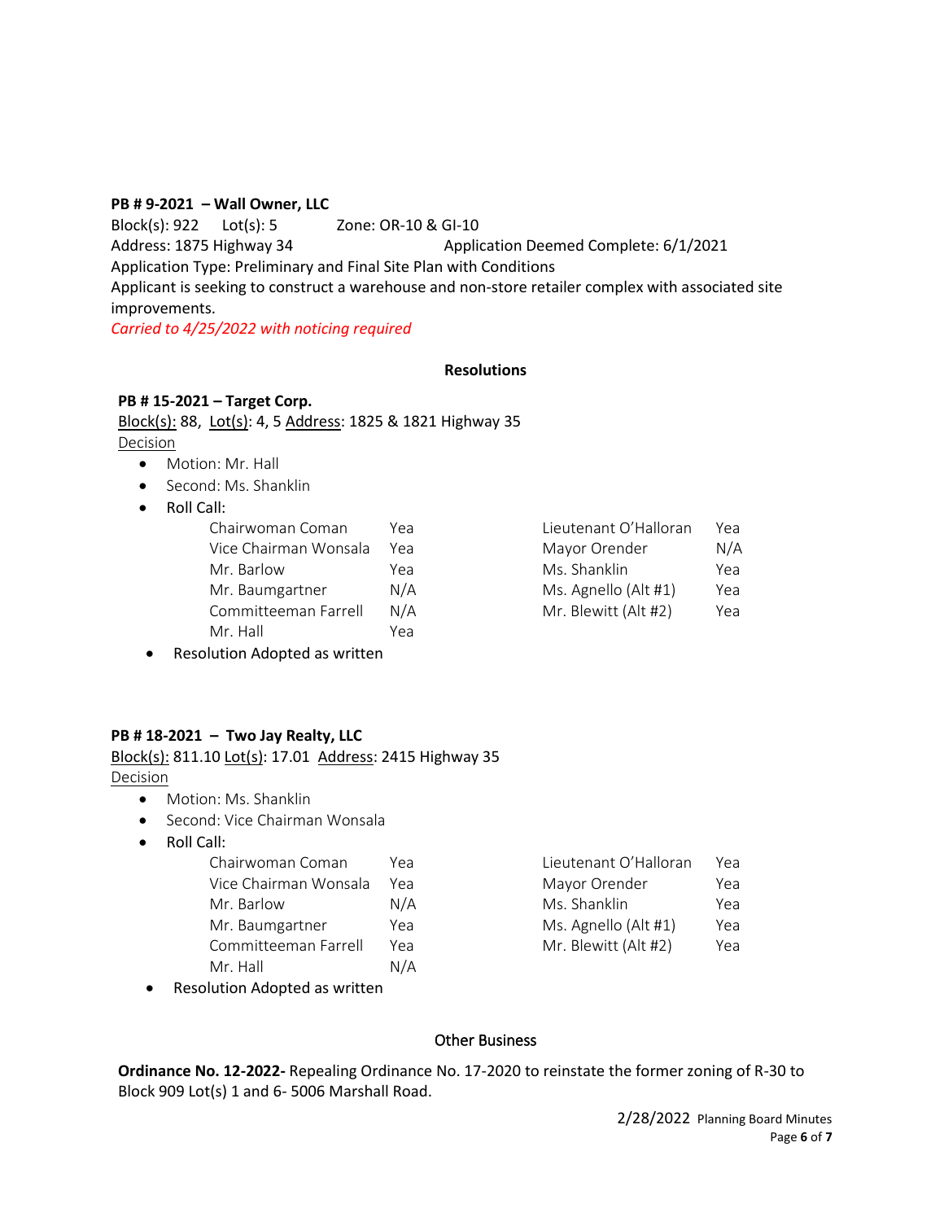**PB # 9-2021 – Wall Owner, LLC**

Block(s): 922 Lot(s): 5 Zone: OR-10 & GI-10

Address: 1875 Highway 34 Application Deemed Complete: 6/1/2021

Application Type: Preliminary and Final Site Plan with Conditions

Applicant is seeking to construct a warehouse and non-store retailer complex with associated site improvements.

*Carried to 4/25/2022 with noticing required*

### Resolutions

**PB # 15-2021 – Target Corp.**

Block(s): 88, Lot(s): 4, 5 Address: 1825 & 1821 Highway 35

Decision

- Motion: Mr. Hall
- Second: Ms. Shanklin
- Roll Call:

| | | | |
|---|---|---|---|
| Chairwoman Coman | Yea | Lieutenant O'Halloran | Yea |
| Vice Chairman Wonsala | Yea | Mayor Orender | N/A |
| Mr. Barlow | Yea | Ms. Shanklin | Yea |
| Mr. Baumgartner | N/A | Ms. Agnello (Alt #1) | Yea |
| Committeeman Farrell | N/A | Mr. Blewitt (Alt #2) | Yea |
| Mr. Hall | Yea | | |

- Resolution Adopted as written

**PB # 18-2021 – Two Jay Realty, LLC**

Block(s): 811.10 Lot(s): 17.01 Address: 2415 Highway 35

Decision

- Motion: Ms. Shanklin
- Second: Vice Chairman Wonsala
- Roll Call:

| | | | |
|---|---|---|---|
| Chairwoman Coman | Yea | Lieutenant O'Halloran | Yea |
| Vice Chairman Wonsala | Yea | Mayor Orender | Yea |
| Mr. Barlow | N/A | Ms. Shanklin | Yea |
| Mr. Baumgartner | Yea | Ms. Agnello (Alt #1) | Yea |
| Committeeman Farrell | Yea | Mr. Blewitt (Alt #2) | Yea |
| Mr. Hall | N/A | | |

- Resolution Adopted as written

### Other Business

**Ordinance No. 12-2022-** Repealing Ordinance No. 17-2020 to reinstate the former zoning of R-30 to Block 909 Lot(s) 1 and 6- 5006 Marshall Road.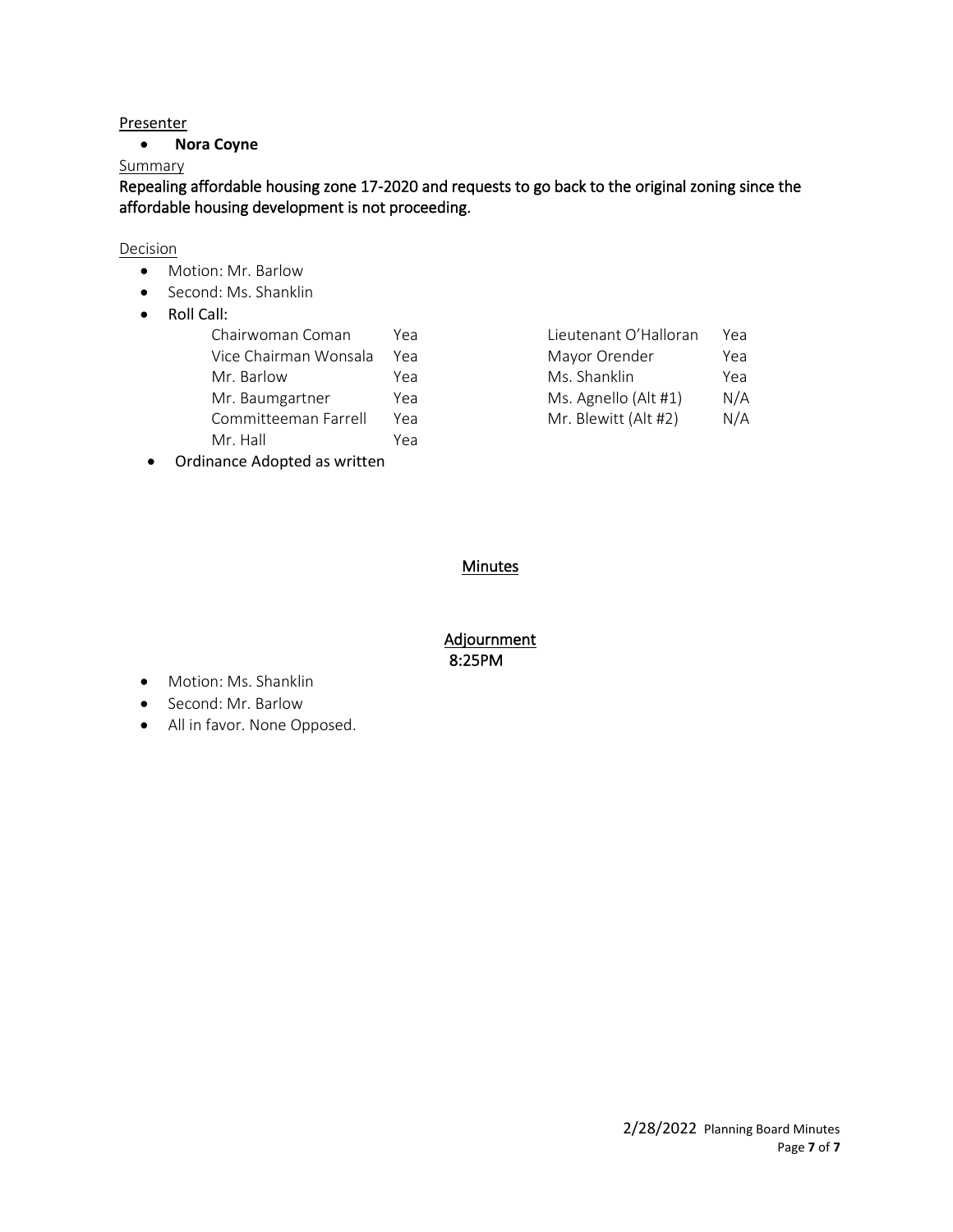Presenter

- **Nora Coyne**

Summary

Repealing affordable housing zone 17-2020 and requests to go back to the original zoning since the affordable housing development is not proceeding.

Decision

- Motion: Mr. Barlow
- Second: Ms. Shanklin
- Roll Call:

| | | | |
|---|---|---|---|
| Chairwoman Coman | Yea | Lieutenant O'Halloran | Yea |
| Vice Chairman Wonsala | Yea | Mayor Orender | Yea |
| Mr. Barlow | Yea | Ms. Shanklin | Yea |
| Mr. Baumgartner | Yea | Ms. Agnello (Alt #1) | N/A |
| Committeeman Farrell | Yea | Mr. Blewitt (Alt #2) | N/A |
| Mr. Hall | Yea | | |

- Ordinance Adopted as written

## Minutes

## Adjournment

8:25PM

- Motion: Ms. Shanklin
- Second: Mr. Barlow
- All in favor. None Opposed.